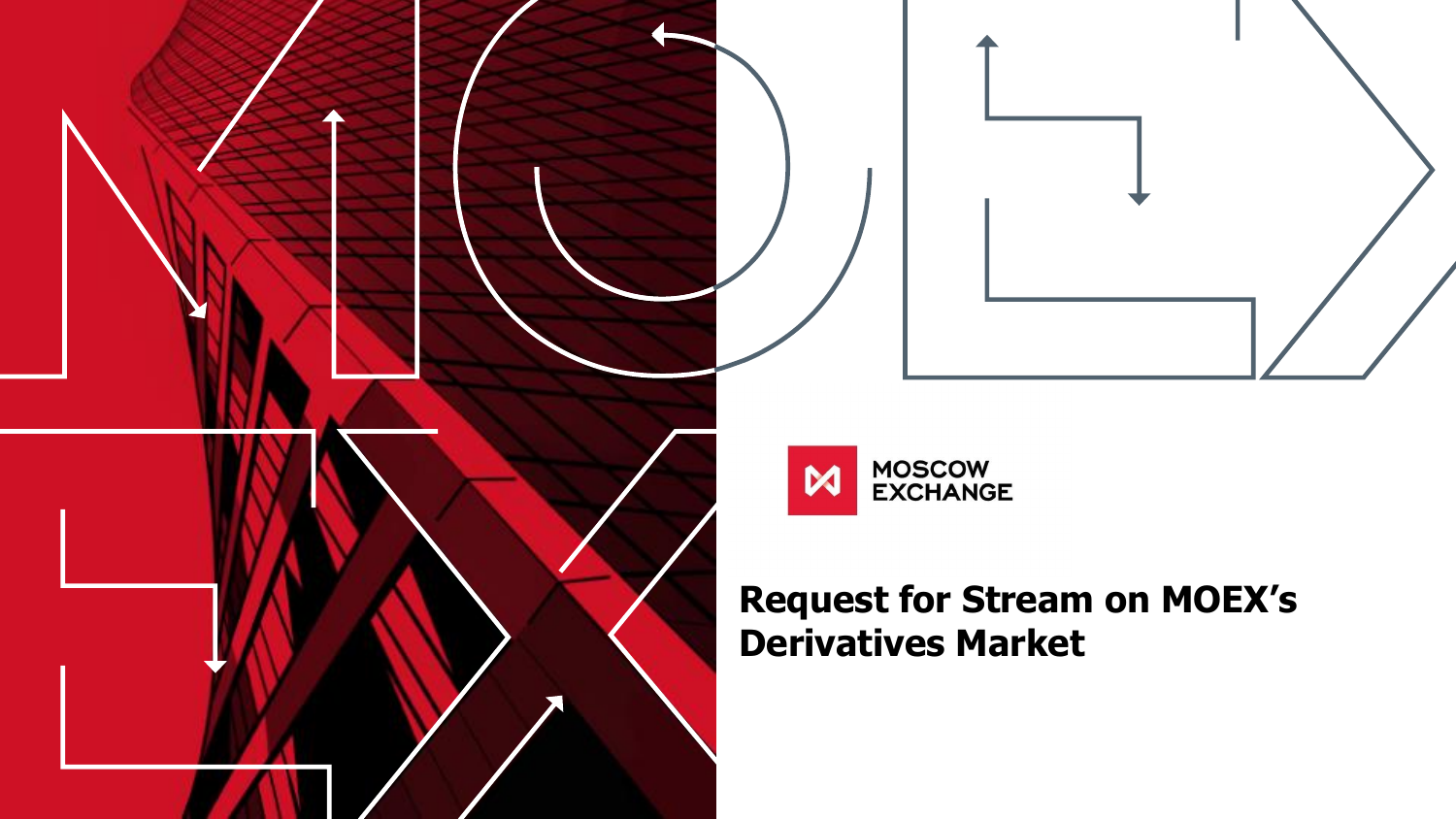MOSCOW EXCHANGE

# Request for Stream on MOEX's Derivatives Market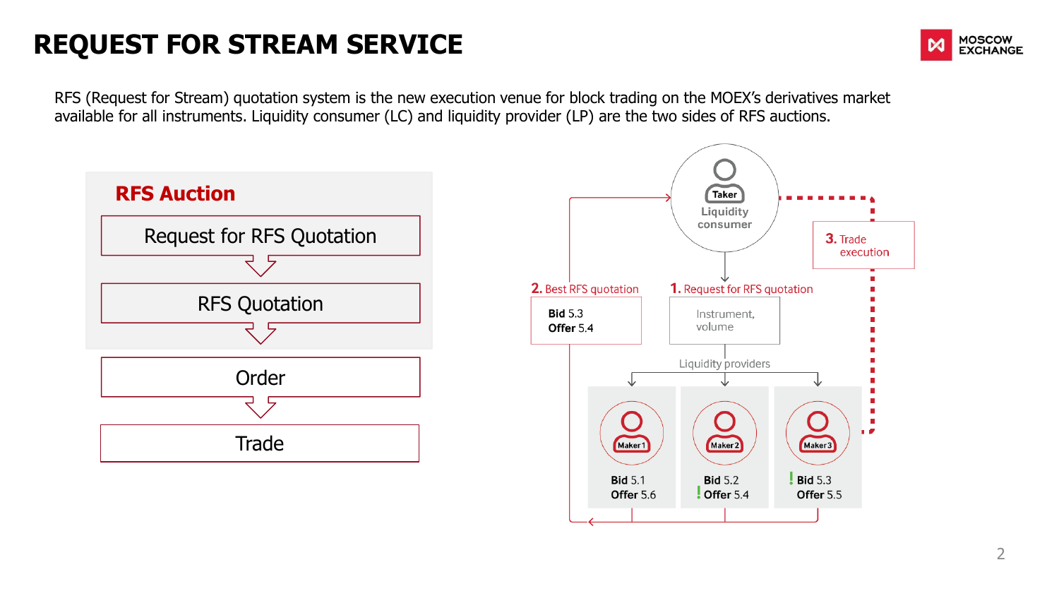# REQUEST FOR STREAM SERVICE

RFS (Request for Stream) quotation system is the new execution venue for block trading on the MOEX's derivatives market available for all instruments. Liquidity consumer (LC) and liquidity provider (LP) are the two sides of RFS auctions.

## RFS Auction

- Request for RFS Quotation
- RFS Quotation
- Order
- Trade

**Taker** – Liquidity consumer

**1.** Request for RFS quotation: Instrument, volume

Liquidity providers:

| | Maker 1 | Maker 2 | Maker 3 |
|---|---|---|---|
| **Bid** | 5.1 | 5.2 | ! 5.3 |
| **Offer** | 5.6 | ! 5.4 | 5.5 |

**2.** Best RFS quotation: **Bid** 5.3, **Offer** 5.4

**3.** Trade execution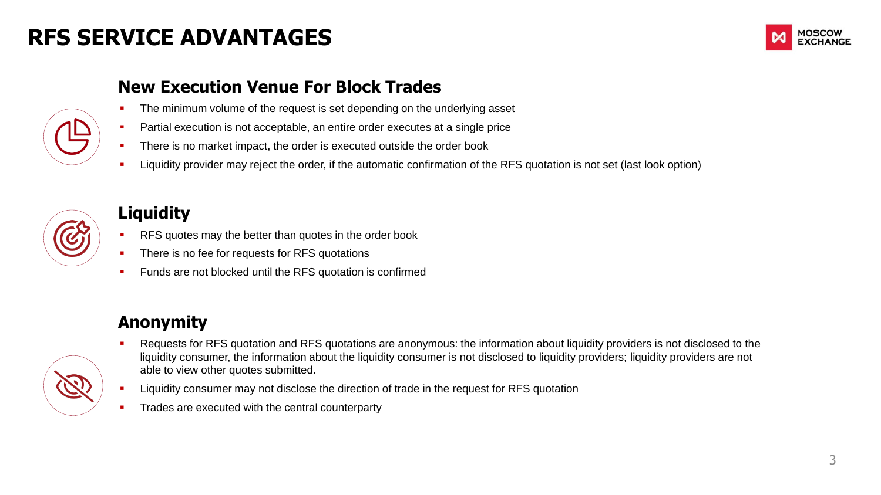# RFS SERVICE ADVANTAGES

## New Execution Venue For Block Trades

- The minimum volume of the request is set depending on the underlying asset
- Partial execution is not acceptable, an entire order executes at a single price
- There is no market impact, the order is executed outside the order book
- Liquidity provider may reject the order, if the automatic confirmation of the RFS quotation is not set (last look option)

## Liquidity

- RFS quotes may the better than quotes in the order book
- There is no fee for requests for RFS quotations
- Funds are not blocked until the RFS quotation is confirmed

## Anonymity

- Requests for RFS quotation and RFS quotations are anonymous: the information about liquidity providers is not disclosed to the liquidity consumer, the information about the liquidity consumer is not disclosed to liquidity providers; liquidity providers are not able to view other quotes submitted.
- Liquidity consumer may not disclose the direction of trade in the request for RFS quotation
- Trades are executed with the central counterparty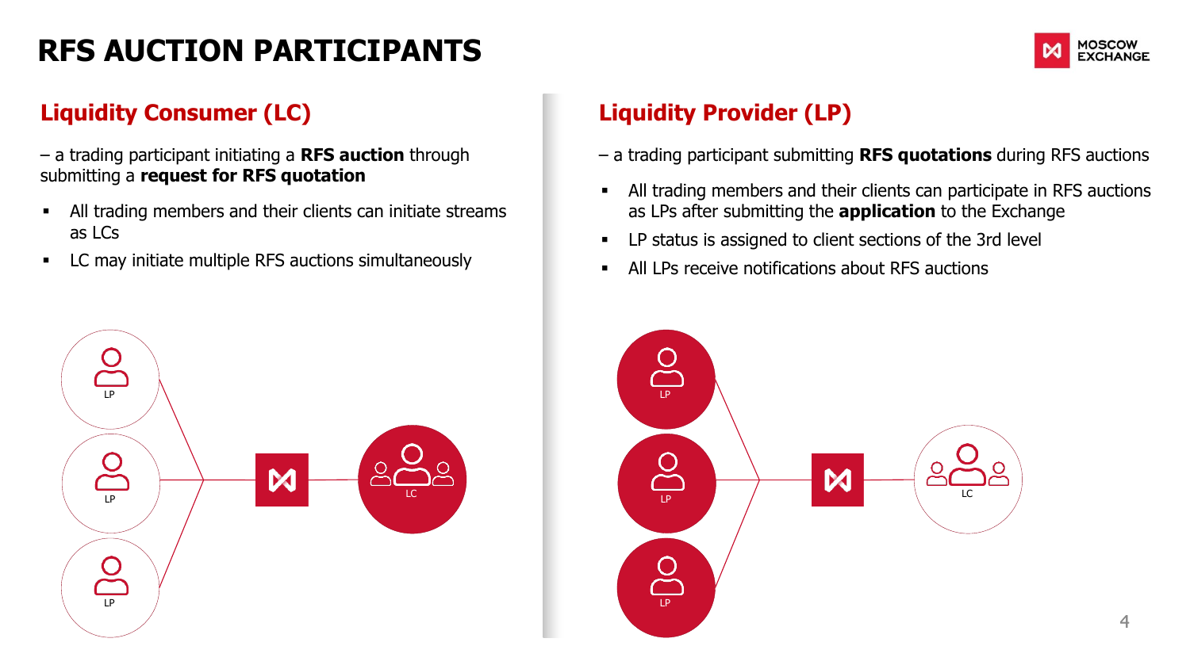# RFS AUCTION PARTICIPANTS

## Liquidity Consumer (LC)

– a trading participant initiating a **RFS auction** through submitting a **request for RFS quotation**

- All trading members and their clients can initiate streams as LCs
- LC may initiate multiple RFS auctions simultaneously

LP

LP

LP

LC

## Liquidity Provider (LP)

– a trading participant submitting **RFS quotations** during RFS auctions

- All trading members and their clients can participate in RFS auctions as LPs after submitting the **application** to the Exchange
- LP status is assigned to client sections of the 3rd level
- All LPs receive notifications about RFS auctions

LP

LP

LP

LC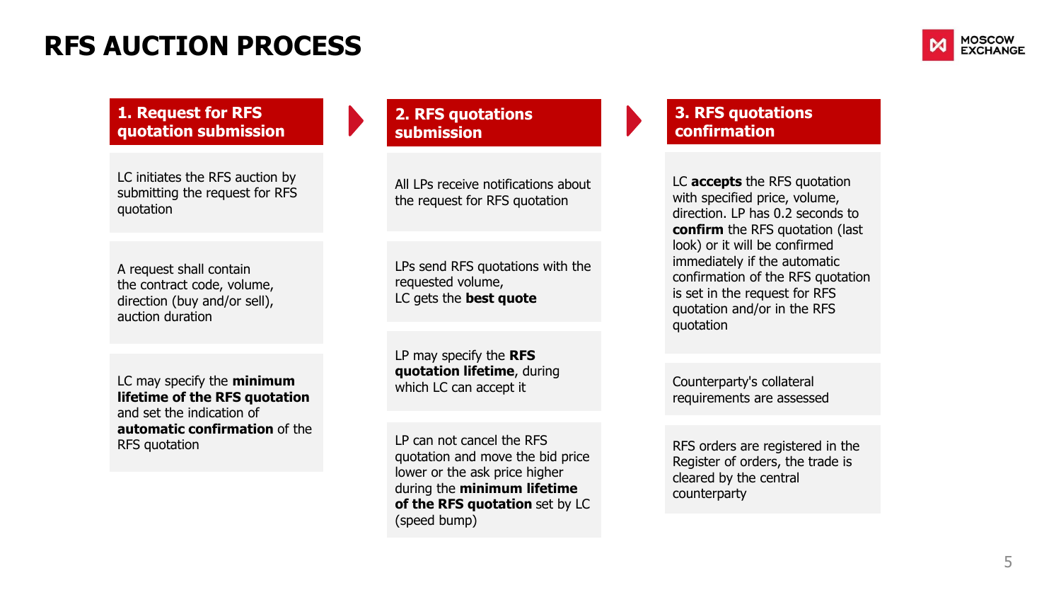# RFS AUCTION PROCESS

## 1. Request for RFS quotation submission

LC initiates the RFS auction by submitting the request for RFS quotation

A request shall contain the contract code, volume, direction (buy and/or sell), auction duration

LC may specify the **minimum lifetime of the RFS quotation** and set the indication of **automatic confirmation** of the RFS quotation

## 2. RFS quotations submission

All LPs receive notifications about the request for RFS quotation

LPs send RFS quotations with the requested volume,
LC gets the **best quote**

LP may specify the **RFS quotation lifetime**, during which LC can accept it

LP can not cancel the RFS quotation and move the bid price lower or the ask price higher during the **minimum lifetime of the RFS quotation** set by LC (speed bump)

## 3. RFS quotations confirmation

LC **accepts** the RFS quotation with specified price, volume, direction. LP has 0.2 seconds to **confirm** the RFS quotation (last look) or it will be confirmed immediately if the automatic confirmation of the RFS quotation is set in the request for RFS quotation and/or in the RFS quotation

Counterparty's collateral requirements are assessed

RFS orders are registered in the Register of orders, the trade is cleared by the central counterparty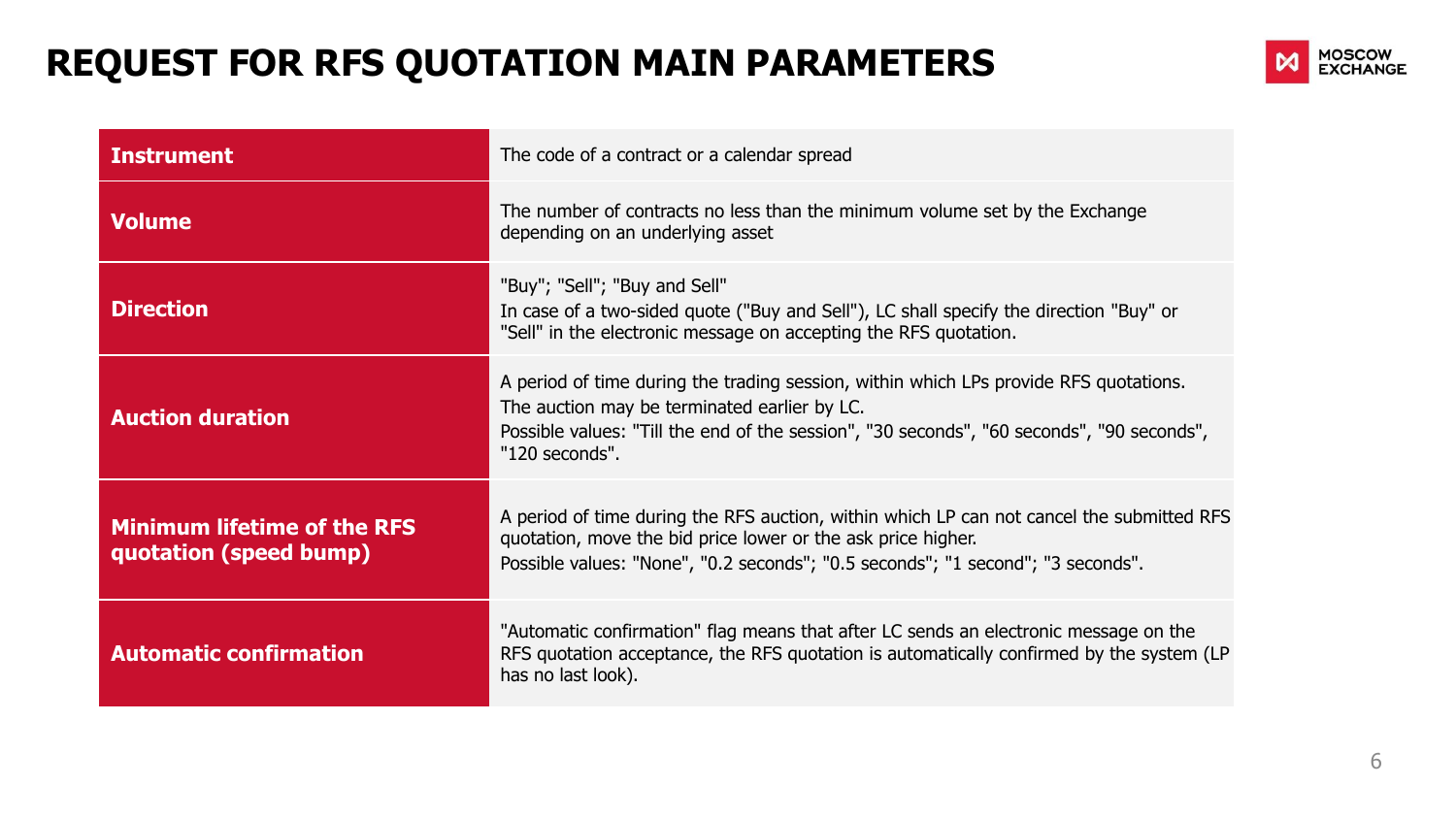# REQUEST FOR RFS QUOTATION MAIN PARAMETERS

| Parameter | Description |
|---|---|
| **Instrument** | The code of a contract or a calendar spread |
| **Volume** | The number of contracts no less than the minimum volume set by the Exchange depending on an underlying asset |
| **Direction** | "Buy"; "Sell"; "Buy and Sell"<br>In case of a two-sided quote ("Buy and Sell"), LC shall specify the direction "Buy" or "Sell" in the electronic message on accepting the RFS quotation. |
| **Auction duration** | A period of time during the trading session, within which LPs provide RFS quotations.<br>The auction may be terminated earlier by LC.<br>Possible values: "Till the end of the session", "30 seconds", "60 seconds", "90 seconds", "120 seconds". |
| **Minimum lifetime of the RFS quotation (speed bump)** | A period of time during the RFS auction, within which LP can not cancel the submitted RFS quotation, move the bid price lower or the ask price higher.<br>Possible values: "None", "0.2 seconds"; "0.5 seconds"; "1 second"; "3 seconds". |
| **Automatic confirmation** | "Automatic confirmation" flag means that after LC sends an electronic message on the RFS quotation acceptance, the RFS quotation is automatically confirmed by the system (LP has no last look). |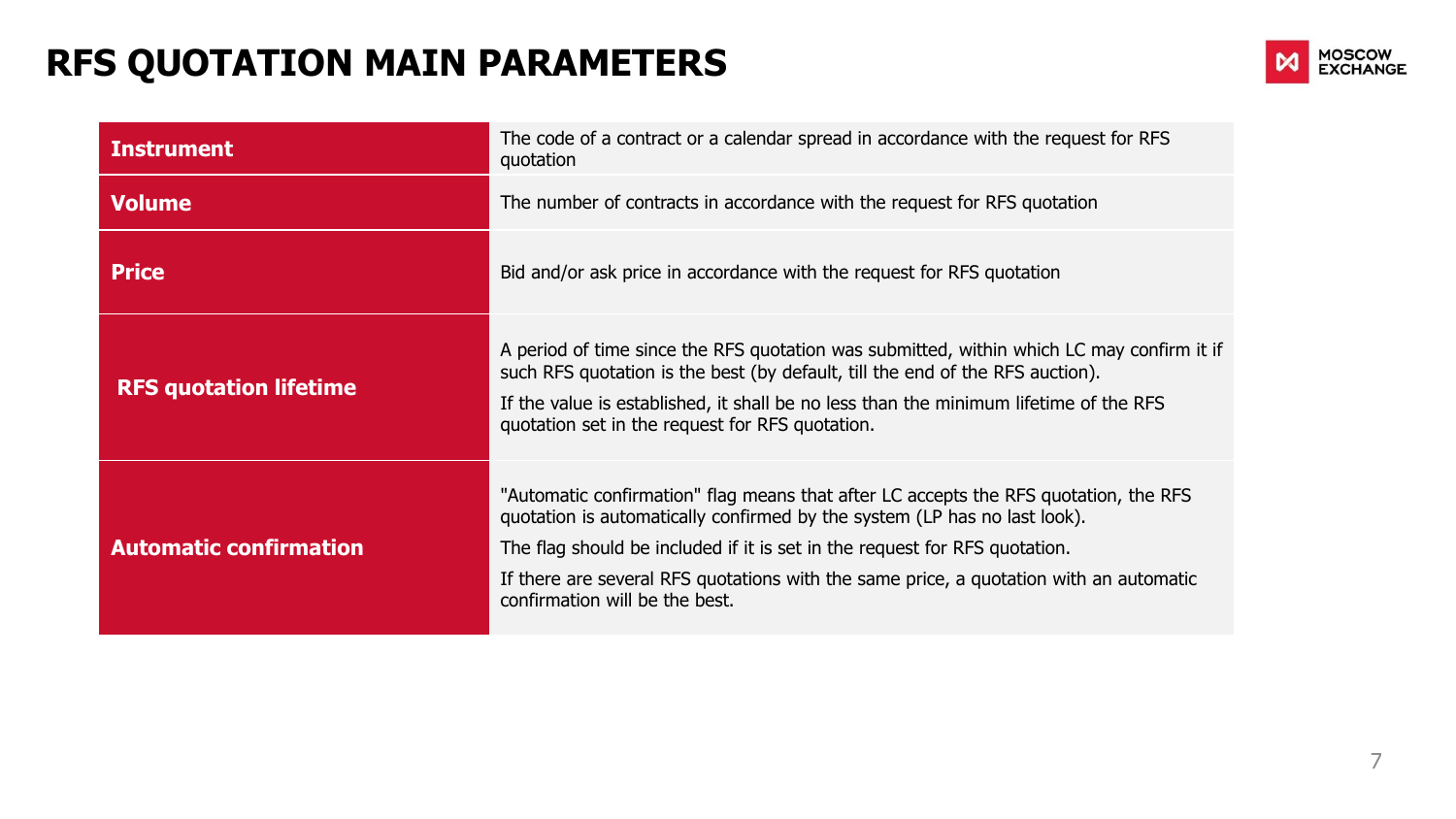# RFS QUOTATION MAIN PARAMETERS

| | |
|---|---|
| **Instrument** | The code of a contract or a calendar spread in accordance with the request for RFS quotation |
| **Volume** | The number of contracts in accordance with the request for RFS quotation |
| **Price** | Bid and/or ask price in accordance with the request for RFS quotation |
| **RFS quotation lifetime** | A period of time since the RFS quotation was submitted, within which LC may confirm it if such RFS quotation is the best (by default, till the end of the RFS auction).<br>If the value is established, it shall be no less than the minimum lifetime of the RFS quotation set in the request for RFS quotation. |
| **Automatic confirmation** | "Automatic confirmation" flag means that after LC accepts the RFS quotation, the RFS quotation is automatically confirmed by the system (LP has no last look).<br>The flag should be included if it is set in the request for RFS quotation.<br>If there are several RFS quotations with the same price, a quotation with an automatic confirmation will be the best. |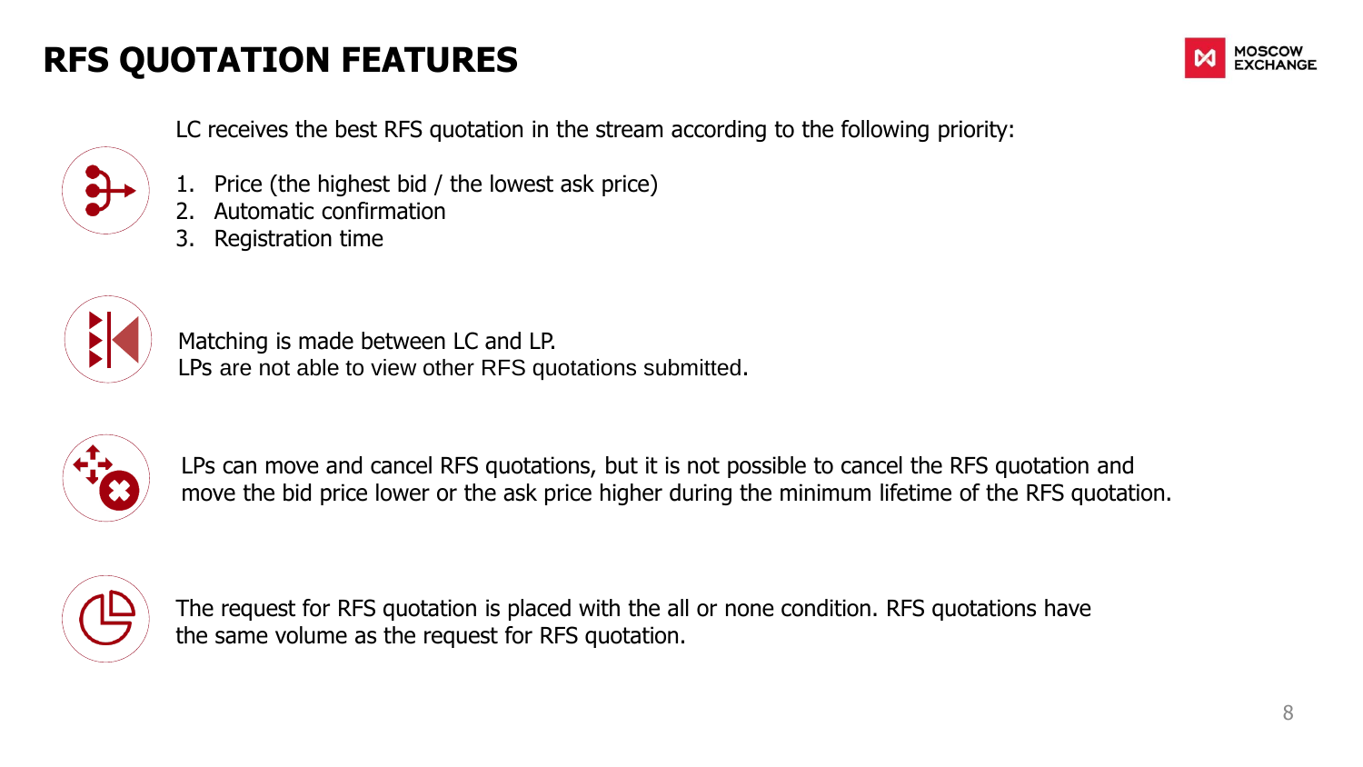# RFS QUOTATION FEATURES

LC receives the best RFS quotation in the stream according to the following priority:

1. Price (the highest bid / the lowest ask price)
2. Automatic confirmation
3. Registration time

Matching is made between LC and LP.
LPs are not able to view other RFS quotations submitted.

LPs can move and cancel RFS quotations, but it is not possible to cancel the RFS quotation and move the bid price lower or the ask price higher during the minimum lifetime of the RFS quotation.

The request for RFS quotation is placed with the all or none condition. RFS quotations have the same volume as the request for RFS quotation.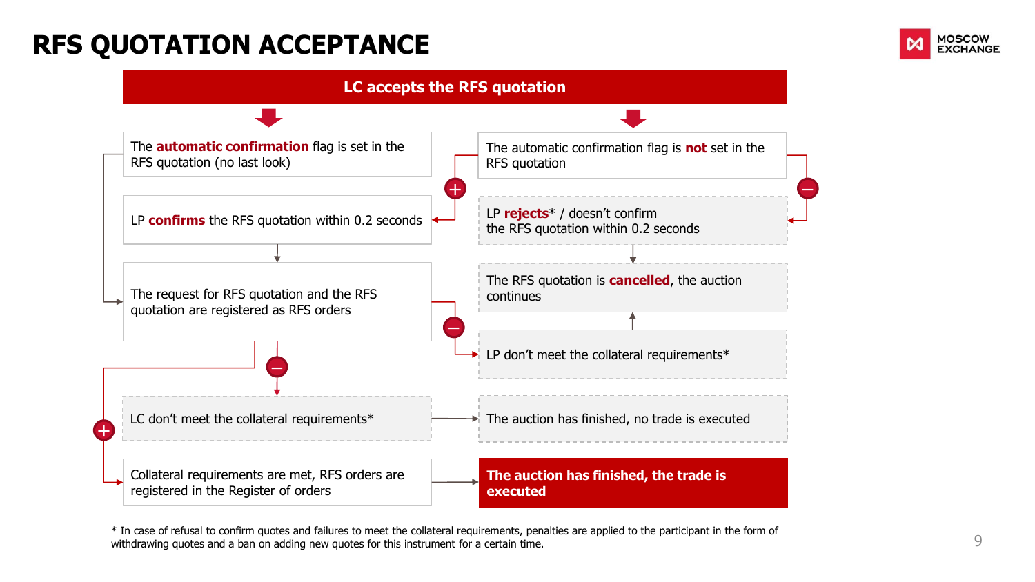# RFS QUOTATION ACCEPTANCE

**LC accepts the RFS quotation**

The **automatic confirmation** flag is set in the RFS quotation (no last look)

LP **confirms** the RFS quotation within 0.2 seconds

The request for RFS quotation and the RFS quotation are registered as RFS orders

LC don’t meet the collateral requirements*

Collateral requirements are met, RFS orders are registered in the Register of orders

The automatic confirmation flag is **not** set in the RFS quotation

LP **rejects*** / doesn’t confirm the RFS quotation within 0.2 seconds

The RFS quotation is **cancelled**, the auction continues

LP don’t meet the collateral requirements*

The auction has finished, no trade is executed

**The auction has finished, the trade is executed**

\* In case of refusal to confirm quotes and failures to meet the collateral requirements, penalties are applied to the participant in the form of withdrawing quotes and a ban on adding new quotes for this instrument for a certain time.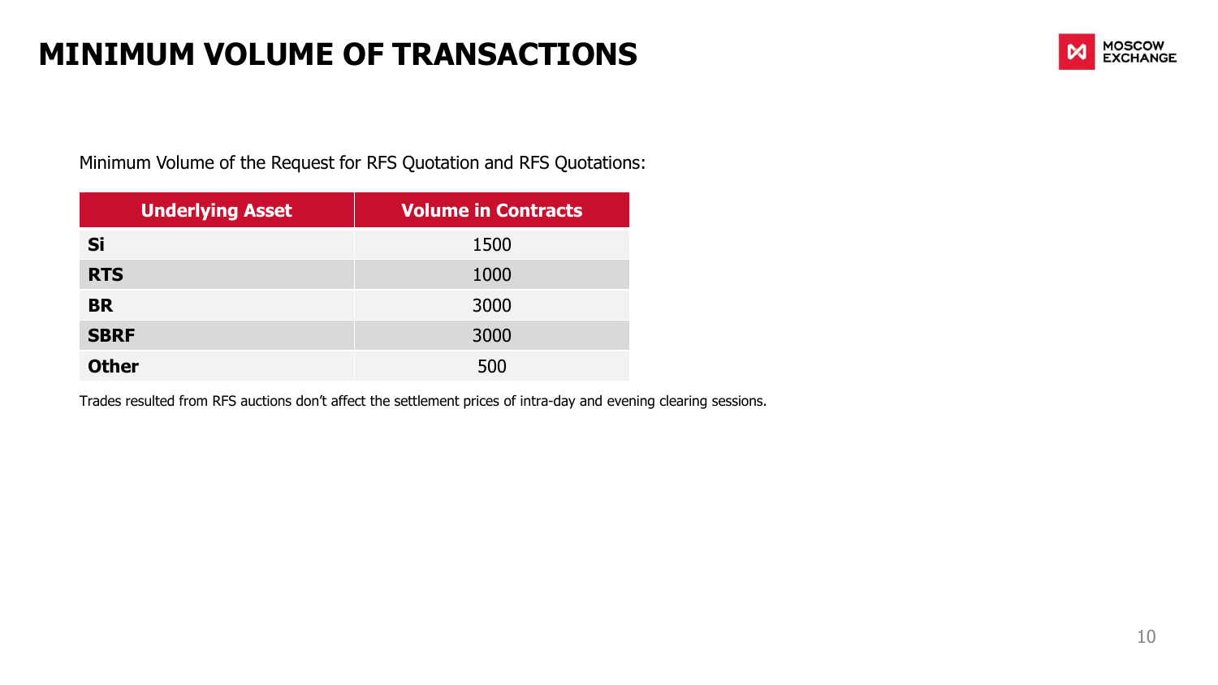# MINIMUM VOLUME OF TRANSACTIONS

Minimum Volume of the Request for RFS Quotation and RFS Quotations:

| Underlying Asset | Volume in Contracts |
|---|---|
| **Si** | 1500 |
| **RTS** | 1000 |
| **BR** | 3000 |
| **SBRF** | 3000 |
| **Other** | 500 |

Trades resulted from RFS auctions don't affect the settlement prices of intra-day and evening clearing sessions.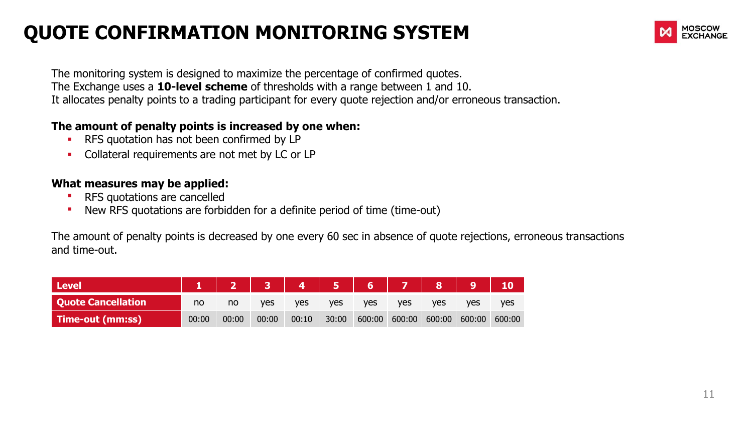# QUOTE CONFIRMATION MONITORING SYSTEM

The monitoring system is designed to maximize the percentage of confirmed quotes.
The Exchange uses a **10-level scheme** of thresholds with a range between 1 and 10.
It allocates penalty points to a trading participant for every quote rejection and/or erroneous transaction.

**The amount of penalty points is increased by one when:**

- RFS quotation has not been confirmed by LP
- Collateral requirements are not met by LC or LP

**What measures may be applied:**

- RFS quotations are cancelled
- New RFS quotations are forbidden for a definite period of time (time-out)

The amount of penalty points is decreased by one every 60 sec in absence of quote rejections, erroneous transactions and time-out.

| Level | 1 | 2 | 3 | 4 | 5 | 6 | 7 | 8 | 9 | 10 |
|---|---|---|---|---|---|---|---|---|---|---|
| Quote Cancellation | no | no | yes | yes | yes | yes | yes | yes | yes | yes |
| Time-out (mm:ss) | 00:00 | 00:00 | 00:00 | 00:10 | 30:00 | 600:00 | 600:00 | 600:00 | 600:00 | 600:00 |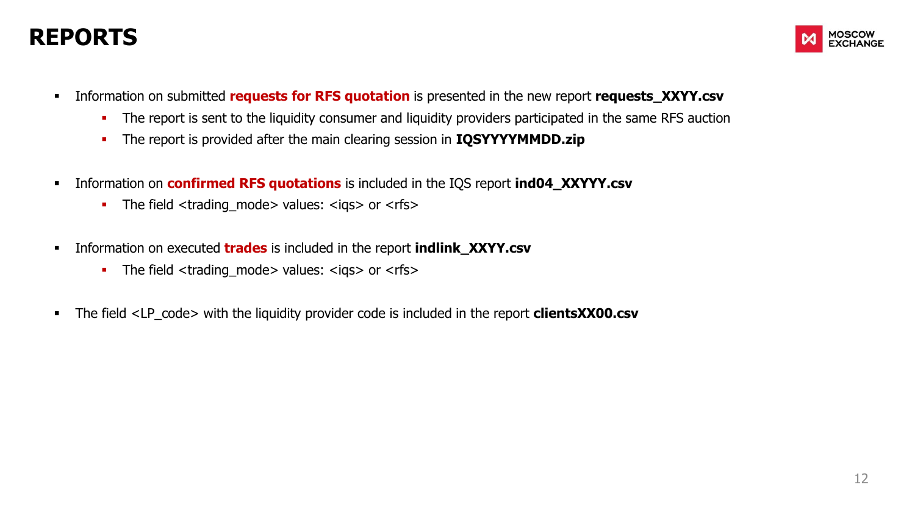# REPORTS

- Information on submitted **requests for RFS quotation** is presented in the new report **requests_XXYY.csv**
  - The report is sent to the liquidity consumer and liquidity providers participated in the same RFS auction
  - The report is provided after the main clearing session in **IQSYYYYMMDD.zip**

- Information on **confirmed RFS quotations** is included in the IQS report **ind04_XXYYY.csv**
  - The field <trading_mode> values: <iqs> or <rfs>

- Information on executed **trades** is included in the report **indlink_XXYY.csv**
  - The field <trading_mode> values: <iqs> or <rfs>

- The field <LP_code> with the liquidity provider code is included in the report **clientsXX00.csv**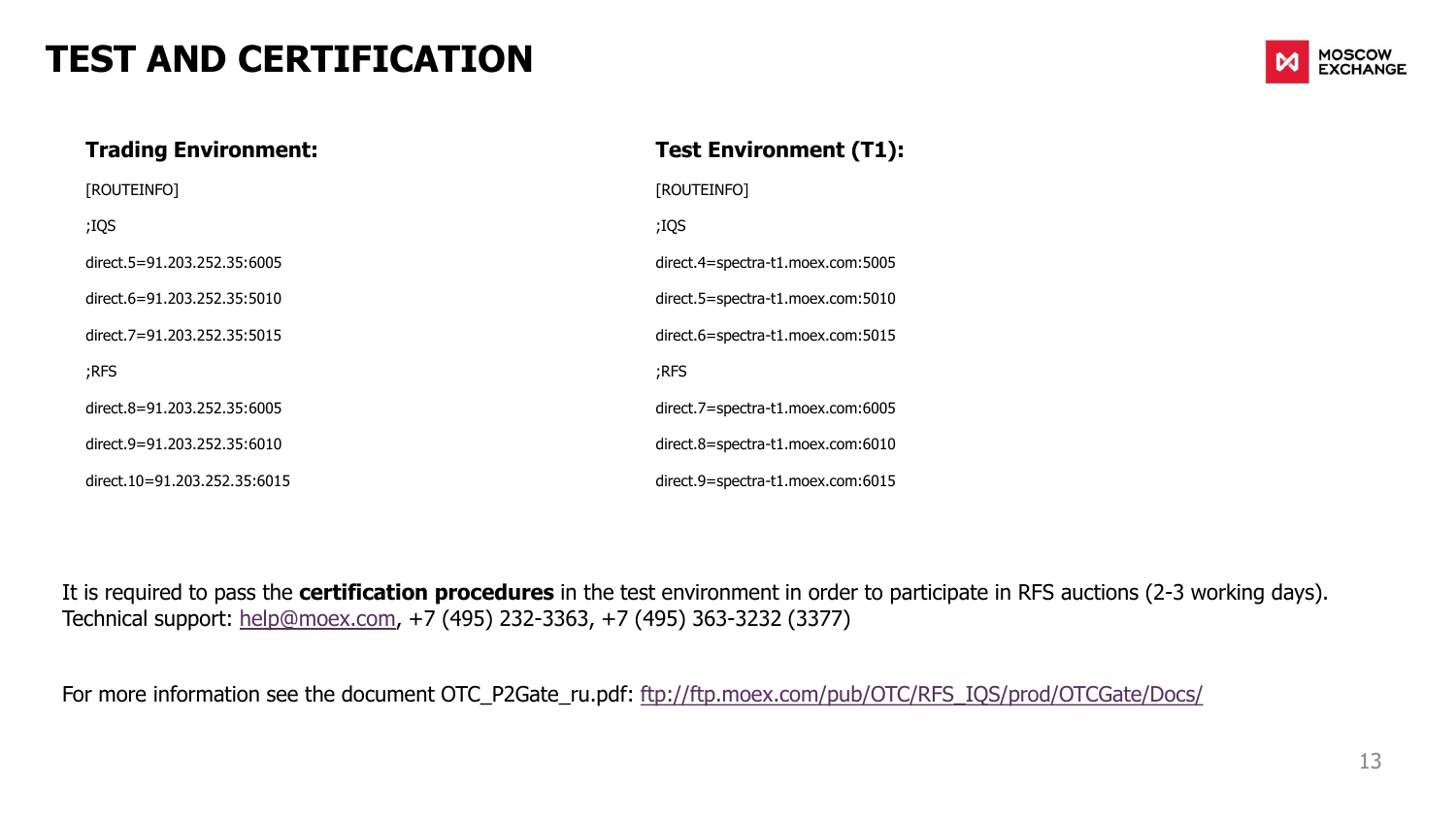# TEST AND CERTIFICATION

**Trading Environment:**

```
[ROUTEINFO]
;IQS
direct.5=91.203.252.35:6005
direct.6=91.203.252.35:5010
direct.7=91.203.252.35:5015
;RFS
direct.8=91.203.252.35:6005
direct.9=91.203.252.35:6010
direct.10=91.203.252.35:6015
```

**Test Environment (T1):**

```
[ROUTEINFO]
;IQS
direct.4=spectra-t1.moex.com:5005
direct.5=spectra-t1.moex.com:5010
direct.6=spectra-t1.moex.com:5015
;RFS
direct.7=spectra-t1.moex.com:6005
direct.8=spectra-t1.moex.com:6010
direct.9=spectra-t1.moex.com:6015
```

It is required to pass the **certification procedures** in the test environment in order to participate in RFS auctions (2-3 working days).
Technical support: help@moex.com, +7 (495) 232-3363, +7 (495) 363-3232 (3377)

For more information see the document OTC_P2Gate_ru.pdf: ftp://ftp.moex.com/pub/OTC/RFS_IQS/prod/OTCGate/Docs/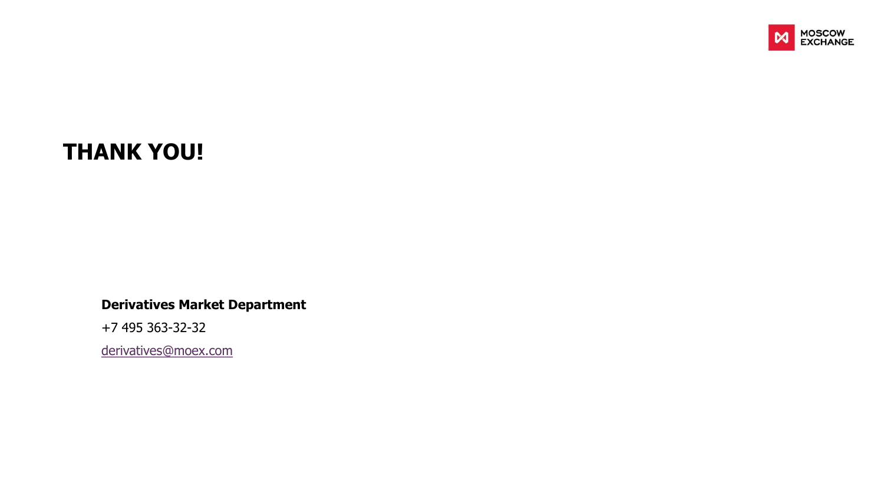# THANK YOU!

**Derivatives Market Department**

+7 495 363-32-32

derivatives@moex.com